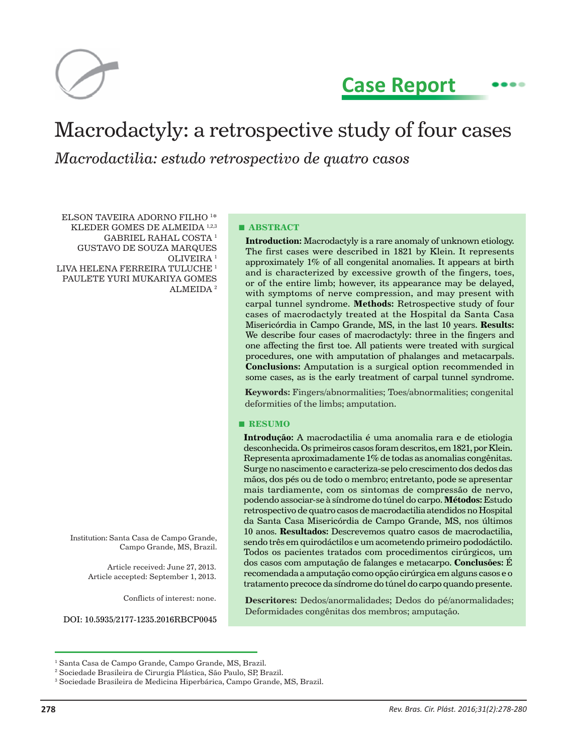Case Report

# Macrodactyly: a retrospective study of four cases

*Macrodactilia: estudo retrospectivo de quatro casos*

ELSON TAVEIRA ADORNO FILHO [1]*
KLEDER GOMES DE ALMEIDA [1,2,3]
GABRIEL RAHAL COSTA [1]
GUSTAVO DE SOUZA MARQUES OLIVEIRA [1]
LIVA HELENA FERREIRA TULUCHE [1]
PAULETE YURI MUKARIYA GOMES ALMEIDA [2]

Institution: Santa Casa de Campo Grande, Campo Grande, MS, Brazil.

Article received: June 27, 2013.
Article accepted: September 1, 2013.

Conflicts of interest: none.

DOI: 10.5935/2177-1235.2016RBCP0045

## ABSTRACT

**Introduction:** Macrodactyly is a rare anomaly of unknown etiology. The first cases were described in 1821 by Klein. It represents approximately 1% of all congenital anomalies. It appears at birth and is characterized by excessive growth of the fingers, toes, or of the entire limb; however, its appearance may be delayed, with symptoms of nerve compression, and may present with carpal tunnel syndrome. **Methods:** Retrospective study of four cases of macrodactyly treated at the Hospital da Santa Casa Misericórdia in Campo Grande, MS, in the last 10 years. **Results:** We describe four cases of macrodactyly: three in the fingers and one affecting the first toe. All patients were treated with surgical procedures, one with amputation of phalanges and metacarpals. **Conclusions:** Amputation is a surgical option recommended in some cases, as is the early treatment of carpal tunnel syndrome.

**Keywords:** Fingers/abnormalities; Toes/abnormalities; congenital deformities of the limbs; amputation.

## RESUMO

**Introdução:** A macrodactilia é uma anomalia rara e de etiologia desconhecida. Os primeiros casos foram descritos, em 1821, por Klein. Representa aproximadamente 1% de todas as anomalias congênitas. Surge no nascimento e caracteriza-se pelo crescimento dos dedos das mãos, dos pés ou de todo o membro; entretanto, pode se apresentar mais tardiamente, com os sintomas de compressão de nervo, podendo associar-se à síndrome do túnel do carpo. **Métodos:** Estudo retrospectivo de quatro casos de macrodactilia atendidos no Hospital da Santa Casa Misericórdia de Campo Grande, MS, nos últimos 10 anos. **Resultados:** Descrevemos quatro casos de macrodactilia, sendo três em quirodáctilos e um acometendo primeiro pododáctilo. Todos os pacientes tratados com procedimentos cirúrgicos, um dos casos com amputação de falanges e metacarpo. **Conclusões:** É recomendada a amputação como opção cirúrgica em alguns casos e o tratamento precoce da síndrome do túnel do carpo quando presente.

**Descritores:** Dedos/anormalidades; Dedos do pé/anormalidades; Deformidades congênitas dos membros; amputação.

---

[1] Santa Casa de Campo Grande, Campo Grande, MS, Brazil.
[2] Sociedade Brasileira de Cirurgia Plástica, São Paulo, SP, Brazil.
[3] Sociedade Brasileira de Medicina Hiperbárica, Campo Grande, MS, Brazil.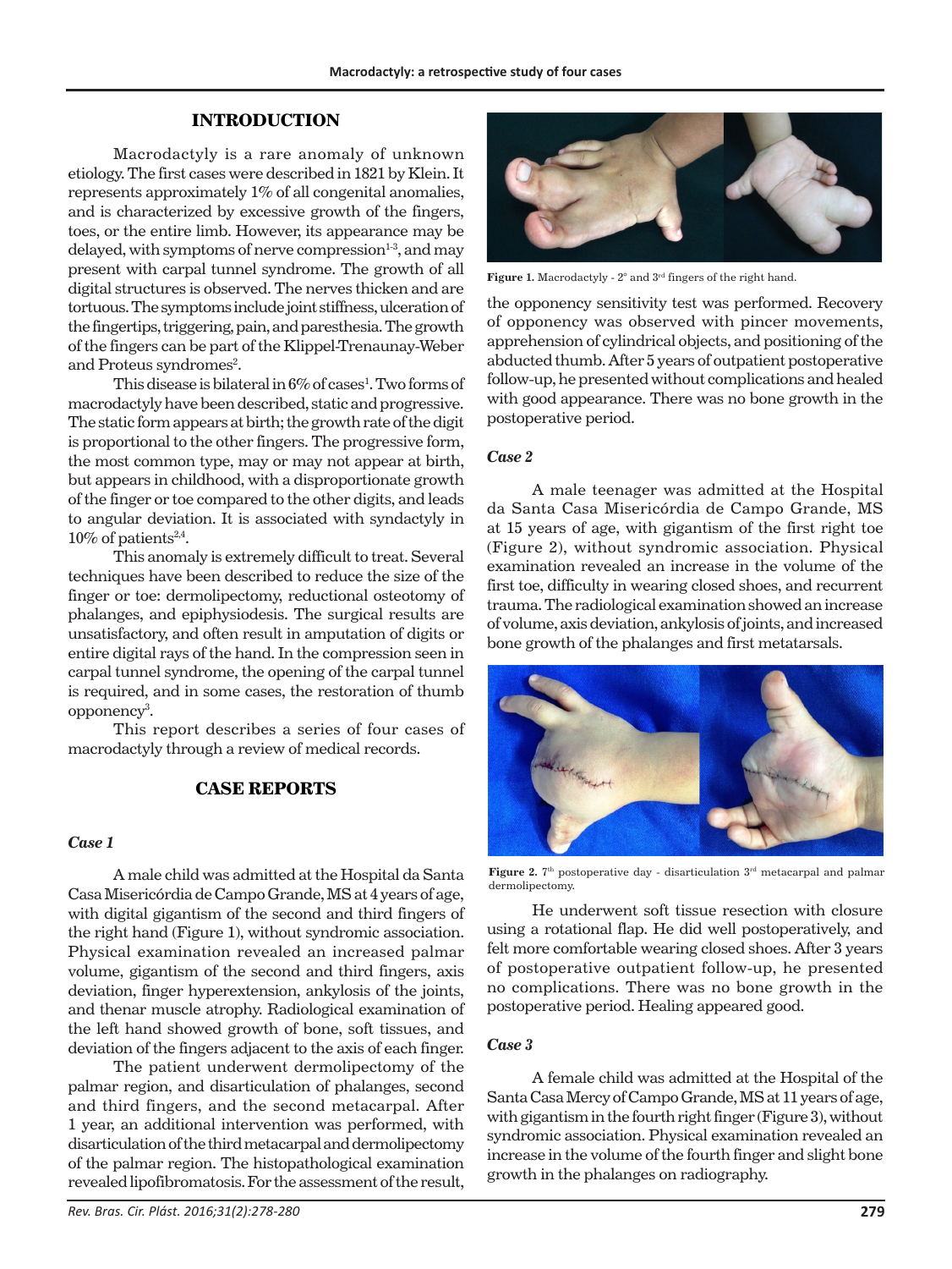## INTRODUCTION

Macrodactyly is a rare anomaly of unknown etiology. The first cases were described in 1821 by Klein. It represents approximately 1% of all congenital anomalies, and is characterized by excessive growth of the fingers, toes, or the entire limb. However, its appearance may be delayed, with symptoms of nerve compression[1-3], and may present with carpal tunnel syndrome. The growth of all digital structures is observed. The nerves thicken and are tortuous. The symptoms include joint stiffness, ulceration of the fingertips, triggering, pain, and paresthesia. The growth of the fingers can be part of the Klippel-Trenaunay-Weber and Proteus syndromes[2].

This disease is bilateral in 6% of cases[1]. Two forms of macrodactyly have been described, static and progressive. The static form appears at birth; the growth rate of the digit is proportional to the other fingers. The progressive form, the most common type, may or may not appear at birth, but appears in childhood, with a disproportionate growth of the finger or toe compared to the other digits, and leads to angular deviation. It is associated with syndactyly in 10% of patients[2,4].

This anomaly is extremely difficult to treat. Several techniques have been described to reduce the size of the finger or toe: dermolipectomy, reductional osteotomy of phalanges, and epiphysiodesis. The surgical results are unsatisfactory, and often result in amputation of digits or entire digital rays of the hand. In the compression seen in carpal tunnel syndrome, the opening of the carpal tunnel is required, and in some cases, the restoration of thumb opponency[3].

This report describes a series of four cases of macrodactyly through a review of medical records.

## CASE REPORTS

### *Case 1*

A male child was admitted at the Hospital da Santa Casa Misericórdia de Campo Grande, MS at 4 years of age, with digital gigantism of the second and third fingers of the right hand (Figure 1), without syndromic association. Physical examination revealed an increased palmar volume, gigantism of the second and third fingers, axis deviation, finger hyperextension, ankylosis of the joints, and thenar muscle atrophy. Radiological examination of the left hand showed growth of bone, soft tissues, and deviation of the fingers adjacent to the axis of each finger.

The patient underwent dermolipectomy of the palmar region, and disarticulation of phalanges, second and third fingers, and the second metacarpal. After 1 year, an additional intervention was performed, with disarticulation of the third metacarpal and dermolipectomy of the palmar region. The histopathological examination revealed lipofibromatosis. For the assessment of the result, the opponency sensitivity test was performed. Recovery of opponency was observed with pincer movements, apprehension of cylindrical objects, and positioning of the abducted thumb. After 5 years of outpatient postoperative follow-up, he presented without complications and healed with good appearance. There was no bone growth in the postoperative period.

**Figure 1.** Macrodactyly - 2° and 3rd fingers of the right hand.

### *Case 2*

A male teenager was admitted at the Hospital da Santa Casa Misericórdia de Campo Grande, MS at 15 years of age, with gigantism of the first right toe (Figure 2), without syndromic association. Physical examination revealed an increase in the volume of the first toe, difficulty in wearing closed shoes, and recurrent trauma. The radiological examination showed an increase of volume, axis deviation, ankylosis of joints, and increased bone growth of the phalanges and first metatarsals.

**Figure 2.** 7th postoperative day - disarticulation 3rd metacarpal and palmar dermolipectomy.

He underwent soft tissue resection with closure using a rotational flap. He did well postoperatively, and felt more comfortable wearing closed shoes. After 3 years of postoperative outpatient follow-up, he presented no complications. There was no bone growth in the postoperative period. Healing appeared good.

### *Case 3*

A female child was admitted at the Hospital of the Santa Casa Mercy of Campo Grande, MS at 11 years of age, with gigantism in the fourth right finger (Figure 3), without syndromic association. Physical examination revealed an increase in the volume of the fourth finger and slight bone growth in the phalanges on radiography.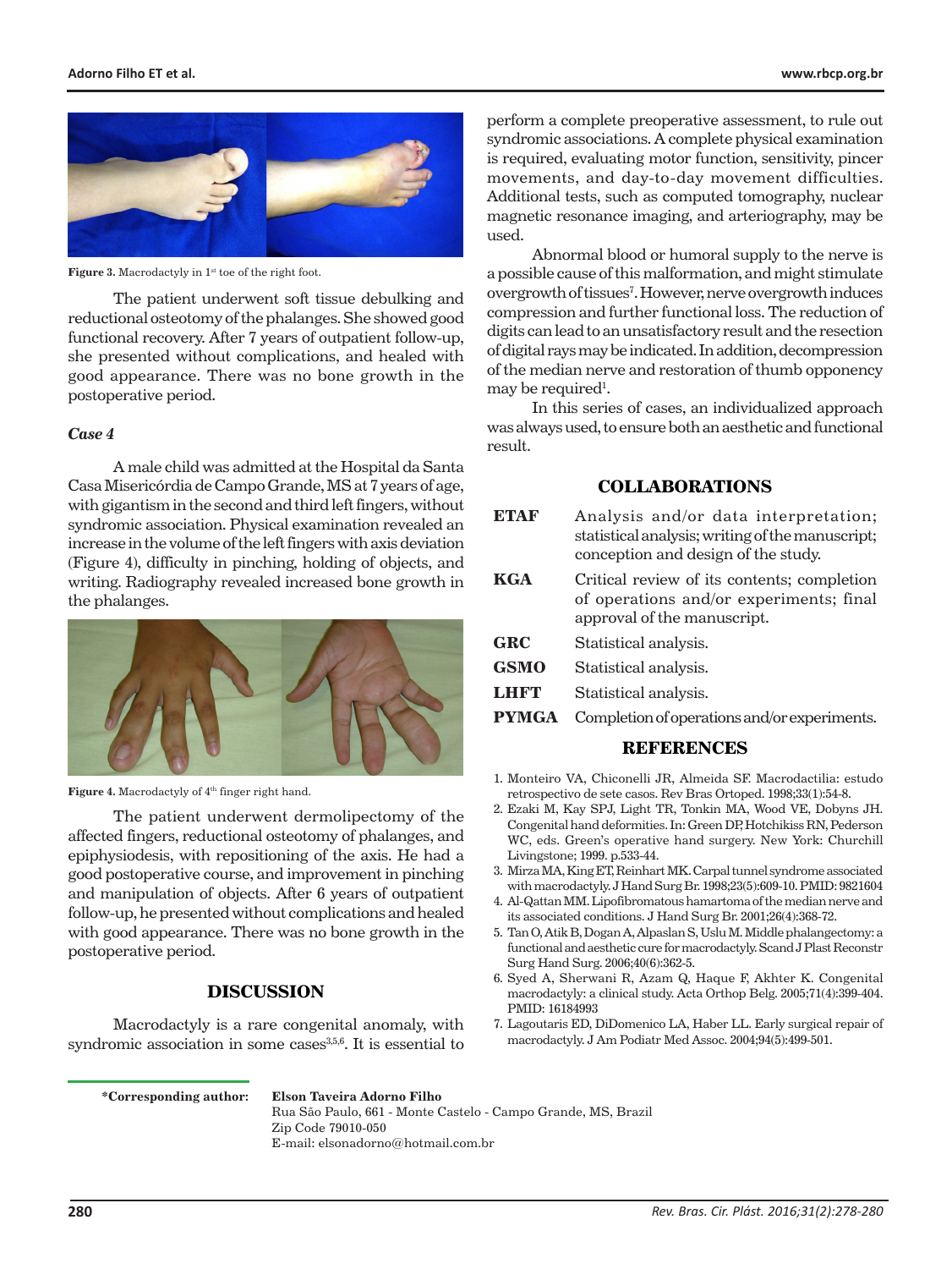Figure 3. Macrodactyly in 1st toe of the right foot.

The patient underwent soft tissue debulking and reductional osteotomy of the phalanges. She showed good functional recovery. After 7 years of outpatient follow-up, she presented without complications, and healed with good appearance. There was no bone growth in the postoperative period.

### *Case 4*

A male child was admitted at the Hospital da Santa Casa Misericórdia de Campo Grande, MS at 7 years of age, with gigantism in the second and third left fingers, without syndromic association. Physical examination revealed an increase in the volume of the left fingers with axis deviation (Figure 4), difficulty in pinching, holding of objects, and writing. Radiography revealed increased bone growth in the phalanges.

Figure 4. Macrodactyly of 4th finger right hand.

The patient underwent dermolipectomy of the affected fingers, reductional osteotomy of phalanges, and epiphysiodesis, with repositioning of the axis. He had a good postoperative course, and improvement in pinching and manipulation of objects. After 6 years of outpatient follow-up, he presented without complications and healed with good appearance. There was no bone growth in the postoperative period.

## DISCUSSION

Macrodactyly is a rare congenital anomaly, with syndromic association in some cases[3,5,6]. It is essential to perform a complete preoperative assessment, to rule out syndromic associations. A complete physical examination is required, evaluating motor function, sensitivity, pincer movements, and day-to-day movement difficulties. Additional tests, such as computed tomography, nuclear magnetic resonance imaging, and arteriography, may be used.

Abnormal blood or humoral supply to the nerve is a possible cause of this malformation, and might stimulate overgrowth of tissues[7]. However, nerve overgrowth induces compression and further functional loss. The reduction of digits can lead to an unsatisfactory result and the resection of digital rays may be indicated. In addition, decompression of the median nerve and restoration of thumb opponency may be required[1].

In this series of cases, an individualized approach was always used, to ensure both an aesthetic and functional result.

## COLLABORATIONS

**ETAF** Analysis and/or data interpretation; statistical analysis; writing of the manuscript; conception and design of the study.

**KGA** Critical review of its contents; completion of operations and/or experiments; final approval of the manuscript.

**GRC** Statistical analysis.

**GSMO** Statistical analysis.

**LHFT** Statistical analysis.

**PYMGA** Completion of operations and/or experiments.

## REFERENCES

1. Monteiro VA, Chiconelli JR, Almeida SF. Macrodactilia: estudo retrospectivo de sete casos. Rev Bras Ortoped. 1998;33(1):54-8.
2. Ezaki M, Kay SPJ, Light TR, Tonkin MA, Wood VE, Dobyns JH. Congenital hand deformities. In: Green DP, Hotchikiss RN, Pederson WC, eds. Green's operative hand surgery. New York: Churchill Livingstone; 1999. p.533-44.
3. Mirza MA, King ET, Reinhart MK. Carpal tunnel syndrome associated with macrodactyly. J Hand Surg Br. 1998;23(5):609-10. PMID: 9821604
4. Al-Qattan MM. Lipofibromatous hamartoma of the median nerve and its associated conditions. J Hand Surg Br. 2001;26(4):368-72.
5. Tan O, Atik B, Dogan A, Alpaslan S, Uslu M. Middle phalangectomy: a functional and aesthetic cure for macrodactyly. Scand J Plast Reconstr Surg Hand Surg. 2006;40(6):362-5.
6. Syed A, Sherwani R, Azam Q, Haque F, Akhter K. Congenital macrodactyly: a clinical study. Acta Orthop Belg. 2005;71(4):399-404. PMID: 16184993
7. Lagoutaris ED, DiDomenico LA, Haber LL. Early surgical repair of macrodactyly. J Am Podiatr Med Assoc. 2004;94(5):499-501.

**\*Corresponding author:** **Elson Taveira Adorno Filho**
Rua São Paulo, 661 - Monte Castelo - Campo Grande, MS, Brazil
Zip Code 79010-050
E-mail: elsonadorno@hotmail.com.br